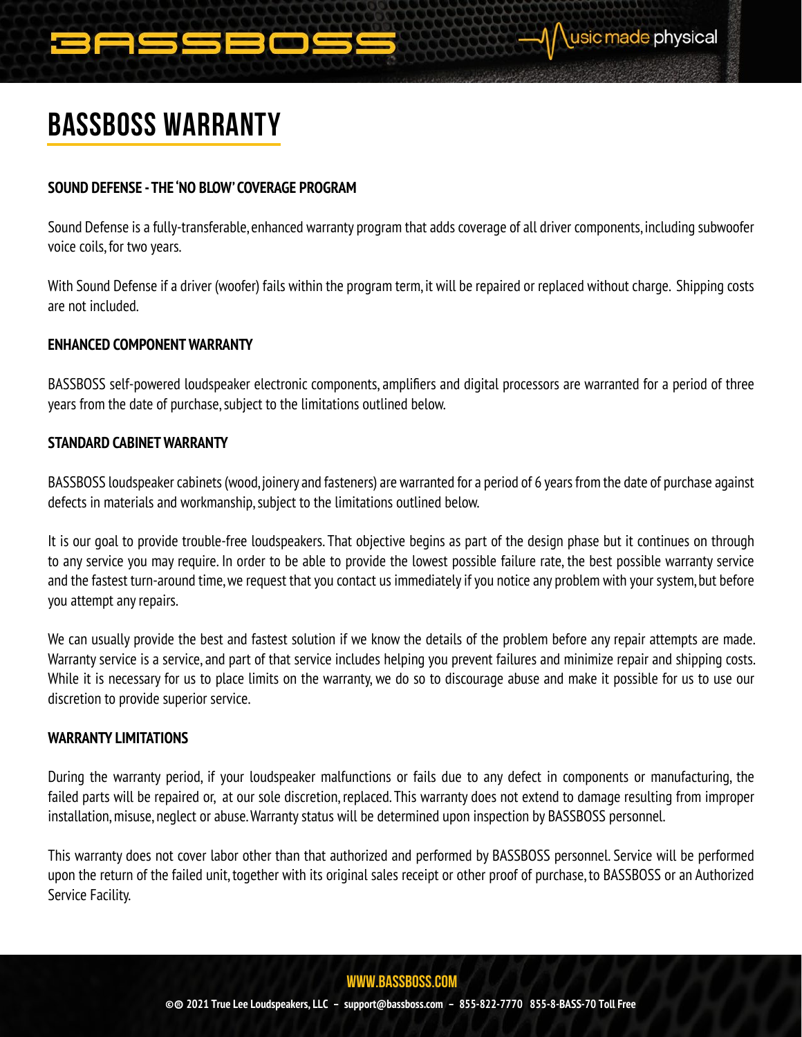# BASSBOSS WARRANTY

**SOUND DEFENSE - THE 'NO BLOW' COVERAGE PROGRAM**

Sound Defense is a fully-transferable, enhanced warranty program that adds coverage of all driver components, including subwoofer voice coils, for two years.

With Sound Defense if a driver (woofer) fails within the program term, it will be repaired or replaced without charge. Shipping costs are not included.

**ENHANCED COMPONENT WARRANTY**

BASSBOSS self-powered loudspeaker electronic components, amplifiers and digital processors are warranted for a period of three years from the date of purchase, subject to the limitations outlined below.

**STANDARD CABINET WARRANTY**

BASSBOSS loudspeaker cabinets (wood, joinery and fasteners) are warranted for a period of 6 years from the date of purchase against defects in materials and workmanship, subject to the limitations outlined below.

It is our goal to provide trouble-free loudspeakers. That objective begins as part of the design phase but it continues on through to any service you may require. In order to be able to provide the lowest possible failure rate, the best possible warranty service and the fastest turn-around time, we request that you contact us immediately if you notice any problem with your system, but before you attempt any repairs.

We can usually provide the best and fastest solution if we know the details of the problem before any repair attempts are made. Warranty service is a service, and part of that service includes helping you prevent failures and minimize repair and shipping costs. While it is necessary for us to place limits on the warranty, we do so to discourage abuse and make it possible for us to use our discretion to provide superior service.

**WARRANTY LIMITATIONS**

During the warranty period, if your loudspeaker malfunctions or fails due to any defect in components or manufacturing, the failed parts will be repaired or, at our sole discretion, replaced. This warranty does not extend to damage resulting from improper installation, misuse, neglect or abuse. Warranty status will be determined upon inspection by BASSBOSS personnel.

This warranty does not cover labor other than that authorized and performed by BASSBOSS personnel. Service will be performed upon the return of the failed unit, together with its original sales receipt or other proof of purchase, to BASSBOSS or an Authorized Service Facility.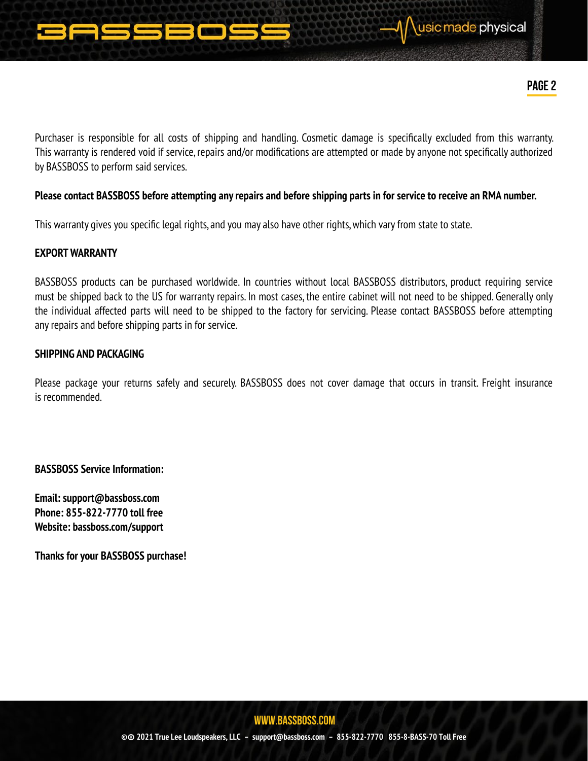Purchaser is responsible for all costs of shipping and handling. Cosmetic damage is specifically excluded from this warranty. This warranty is rendered void if service, repairs and/or modifications are attempted or made by anyone not specifically authorized by BASSBOSS to perform said services.

**Please contact BASSBOSS before attempting any repairs and before shipping parts in for service to receive an RMA number.**

This warranty gives you specific legal rights, and you may also have other rights, which vary from state to state.

## EXPORT WARRANTY

BASSBOSS products can be purchased worldwide. In countries without local BASSBOSS distributors, product requiring service must be shipped back to the US for warranty repairs. In most cases, the entire cabinet will not need to be shipped. Generally only the individual affected parts will need to be shipped to the factory for servicing. Please contact BASSBOSS before attempting any repairs and before shipping parts in for service.

## SHIPPING AND PACKAGING

Please package your returns safely and securely. BASSBOSS does not cover damage that occurs in transit. Freight insurance is recommended.

**BASSBOSS Service Information:**

**Email: support@bassboss.com**
**Phone: 855-822-7770 toll free**
**Website: bassboss.com/support**

**Thanks for your BASSBOSS purchase!**